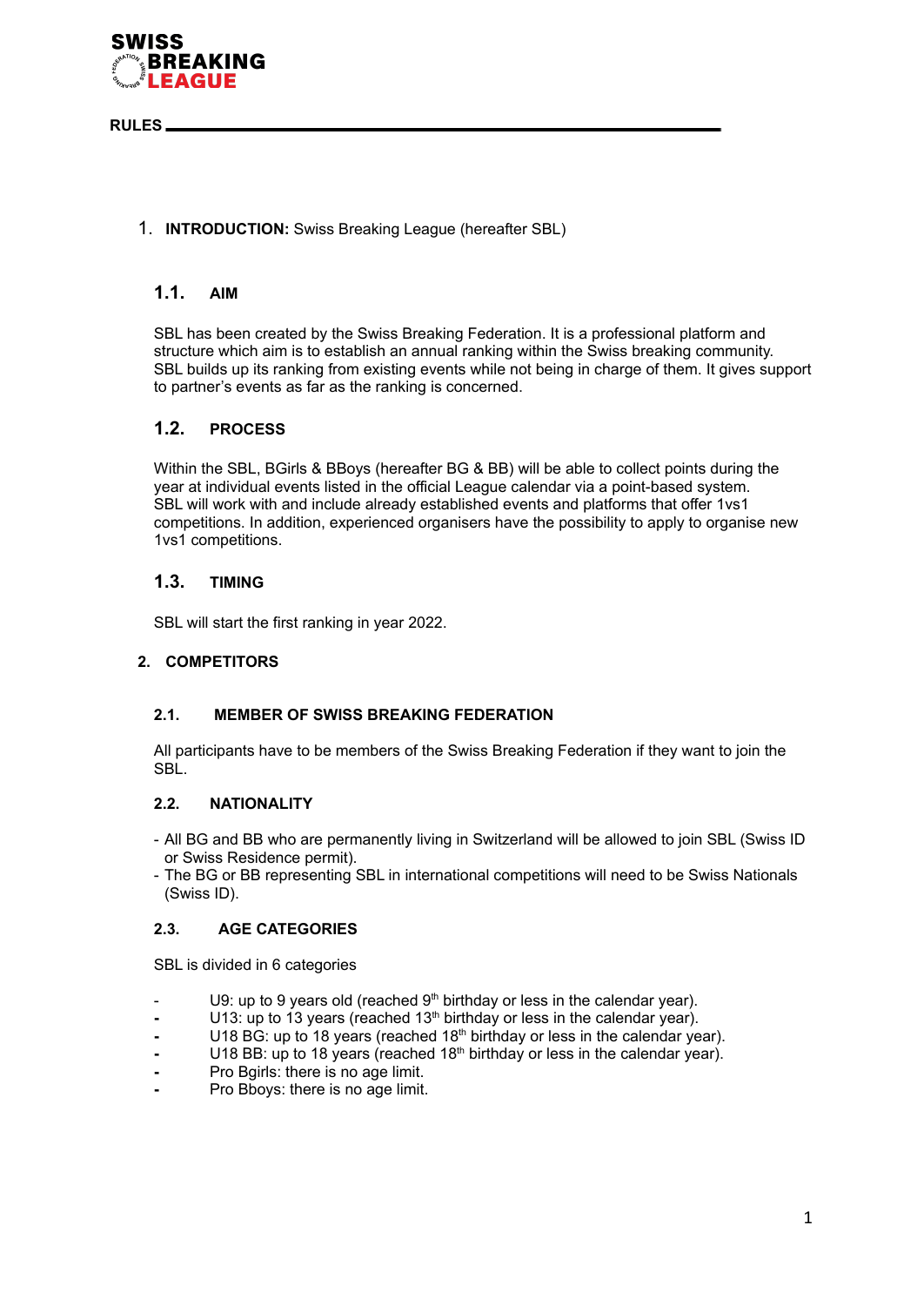SWISS BREAKING LEAGUE

RULES

1. **INTRODUCTION:** Swiss Breaking League (hereafter SBL)

## 1.1. AIM

SBL has been created by the Swiss Breaking Federation. It is a professional platform and structure which aim is to establish an annual ranking within the Swiss breaking community. SBL builds up its ranking from existing events while not being in charge of them. It gives support to partner's events as far as the ranking is concerned.

## 1.2. PROCESS

Within the SBL, BGirls & BBoys (hereafter BG & BB) will be able to collect points during the year at individual events listed in the official League calendar via a point-based system. SBL will work with and include already established events and platforms that offer 1vs1 competitions. In addition, experienced organisers have the possibility to apply to organise new 1vs1 competitions.

## 1.3. TIMING

SBL will start the first ranking in year 2022.

# 2. COMPETITORS

## 2.1. MEMBER OF SWISS BREAKING FEDERATION

All participants have to be members of the Swiss Breaking Federation if they want to join the SBL.

## 2.2. NATIONALITY

- All BG and BB who are permanently living in Switzerland will be allowed to join SBL (Swiss ID or Swiss Residence permit).
- The BG or BB representing SBL in international competitions will need to be Swiss Nationals (Swiss ID).

## 2.3. AGE CATEGORIES

SBL is divided in 6 categories

- U9: up to 9 years old (reached 9th birthday or less in the calendar year).
- U13: up to 13 years (reached 13th birthday or less in the calendar year).
- U18 BG: up to 18 years (reached 18th birthday or less in the calendar year).
- U18 BB: up to 18 years (reached 18th birthday or less in the calendar year).
- Pro Bgirls: there is no age limit.
- Pro Bboys: there is no age limit.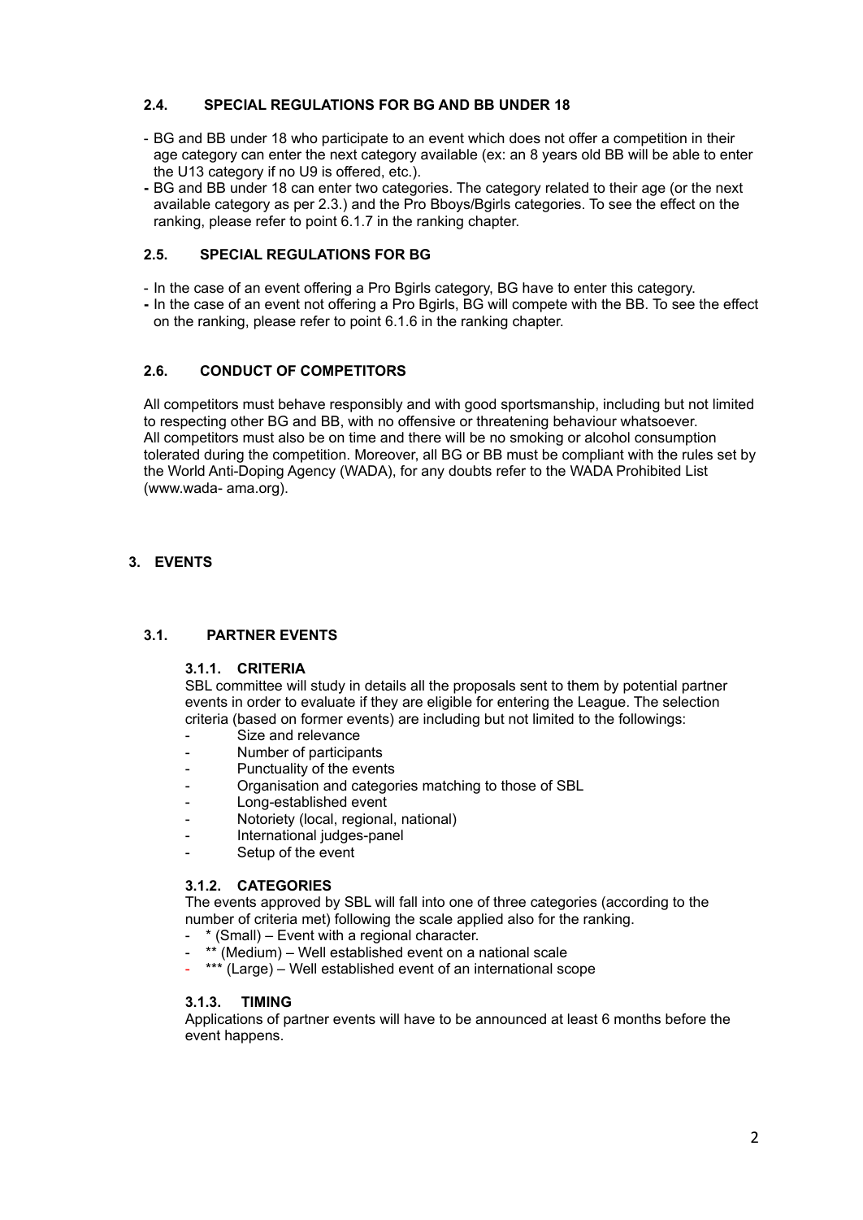### 2.4. SPECIAL REGULATIONS FOR BG AND BB UNDER 18

- BG and BB under 18 who participate to an event which does not offer a competition in their age category can enter the next category available (ex: an 8 years old BB will be able to enter the U13 category if no U9 is offered, etc.).
- BG and BB under 18 can enter two categories. The category related to their age (or the next available category as per 2.3.) and the Pro Bboys/Bgirls categories. To see the effect on the ranking, please refer to point 6.1.7 in the ranking chapter.

### 2.5. SPECIAL REGULATIONS FOR BG

- In the case of an event offering a Pro Bgirls category, BG have to enter this category.
- In the case of an event not offering a Pro Bgirls, BG will compete with the BB. To see the effect on the ranking, please refer to point 6.1.6 in the ranking chapter.

### 2.6. CONDUCT OF COMPETITORS

All competitors must behave responsibly and with good sportsmanship, including but not limited to respecting other BG and BB, with no offensive or threatening behaviour whatsoever.
All competitors must also be on time and there will be no smoking or alcohol consumption tolerated during the competition. Moreover, all BG or BB must be compliant with the rules set by the World Anti-Doping Agency (WADA), for any doubts refer to the WADA Prohibited List (www.wada- ama.org).

## 3. EVENTS

### 3.1. PARTNER EVENTS

#### 3.1.1. CRITERIA

SBL committee will study in details all the proposals sent to them by potential partner events in order to evaluate if they are eligible for entering the League. The selection criteria (based on former events) are including but not limited to the followings:

- Size and relevance
- Number of participants
- Punctuality of the events
- Organisation and categories matching to those of SBL
- Long-established event
- Notoriety (local, regional, national)
- International judges-panel
- Setup of the event

#### 3.1.2. CATEGORIES

The events approved by SBL will fall into one of three categories (according to the number of criteria met) following the scale applied also for the ranking.

- * (Small) – Event with a regional character.
- ** (Medium) – Well established event on a national scale
- *** (Large) – Well established event of an international scope

#### 3.1.3. TIMING

Applications of partner events will have to be announced at least 6 months before the event happens.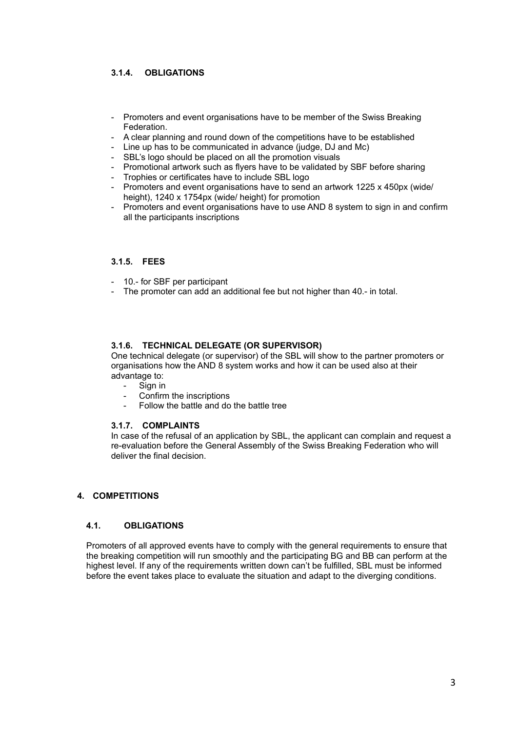### 3.1.4. OBLIGATIONS

- Promoters and event organisations have to be member of the Swiss Breaking Federation.
- A clear planning and round down of the competitions have to be established
- Line up has to be communicated in advance (judge, DJ and Mc)
- SBL's logo should be placed on all the promotion visuals
- Promotional artwork such as flyers have to be validated by SBF before sharing
- Trophies or certificates have to include SBL logo
- Promoters and event organisations have to send an artwork 1225 x 450px (wide/ height), 1240 x 1754px (wide/ height) for promotion
- Promoters and event organisations have to use AND 8 system to sign in and confirm all the participants inscriptions

### 3.1.5. FEES

- 10.- for SBF per participant
- The promoter can add an additional fee but not higher than 40.- in total.

### 3.1.6. TECHNICAL DELEGATE (OR SUPERVISOR)

One technical delegate (or supervisor) of the SBL will show to the partner promoters or organisations how the AND 8 system works and how it can be used also at their advantage to:

- Sign in
- Confirm the inscriptions
- Follow the battle and do the battle tree

### 3.1.7. COMPLAINTS

In case of the refusal of an application by SBL, the applicant can complain and request a re-evaluation before the General Assembly of the Swiss Breaking Federation who will deliver the final decision.

## 4. COMPETITIONS

### 4.1. OBLIGATIONS

Promoters of all approved events have to comply with the general requirements to ensure that the breaking competition will run smoothly and the participating BG and BB can perform at the highest level. If any of the requirements written down can't be fulfilled, SBL must be informed before the event takes place to evaluate the situation and adapt to the diverging conditions.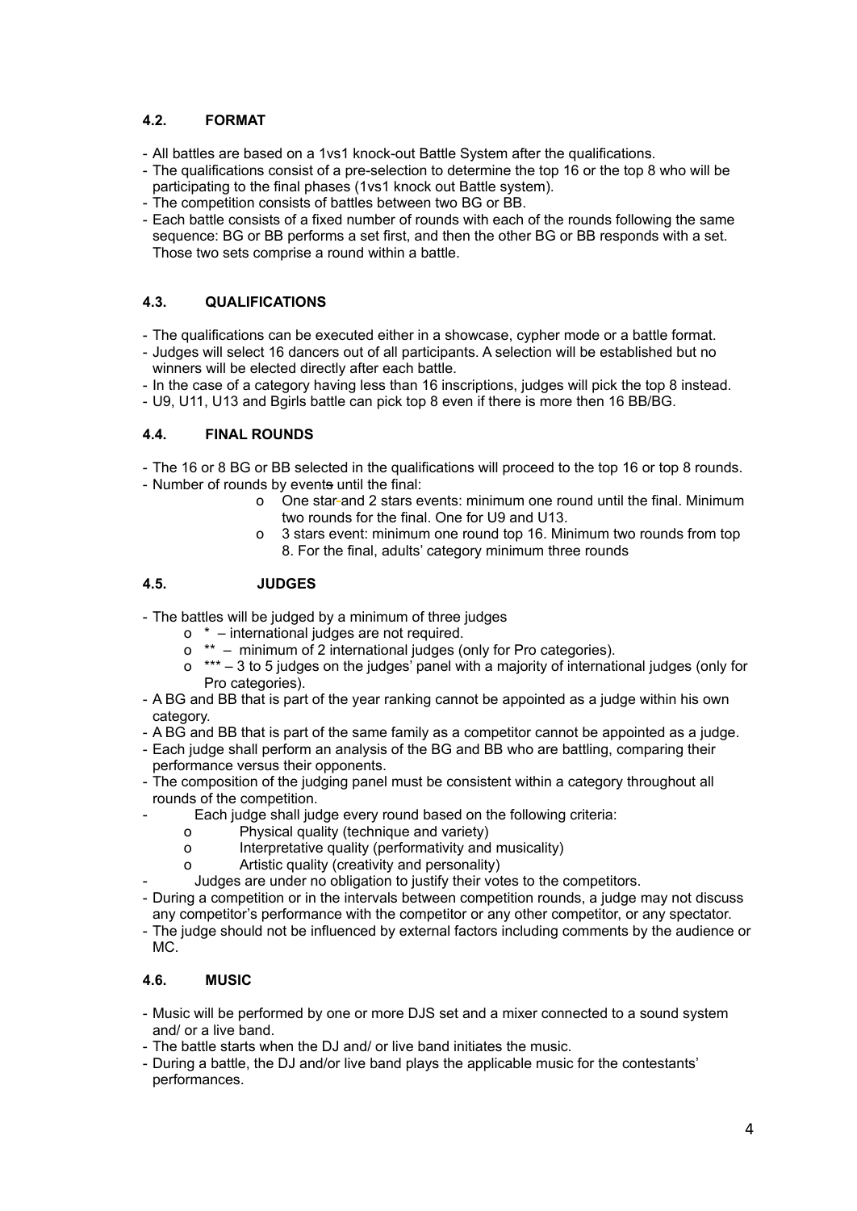### 4.2. FORMAT

- All battles are based on a 1vs1 knock-out Battle System after the qualifications.
- The qualifications consist of a pre-selection to determine the top 16 or the top 8 who will be participating to the final phases (1vs1 knock out Battle system).
- The competition consists of battles between two BG or BB.
- Each battle consists of a fixed number of rounds with each of the rounds following the same sequence: BG or BB performs a set first, and then the other BG or BB responds with a set. Those two sets comprise a round within a battle.

### 4.3. QUALIFICATIONS

- The qualifications can be executed either in a showcase, cypher mode or a battle format.
- Judges will select 16 dancers out of all participants. A selection will be established but no winners will be elected directly after each battle.
- In the case of a category having less than 16 inscriptions, judges will pick the top 8 instead.
- U9, U11, U13 and Bgirls battle can pick top 8 even if there is more then 16 BB/BG.

### 4.4. FINAL ROUNDS

- The 16 or 8 BG or BB selected in the qualifications will proceed to the top 16 or top 8 rounds.
- Number of rounds by events until the final:
    - One star and 2 stars events: minimum one round until the final. Minimum two rounds for the final. One for U9 and U13.
    - 3 stars event: minimum one round top 16. Minimum two rounds from top 8. For the final, adults' category minimum three rounds

### 4.5. JUDGES

- The battles will be judged by a minimum of three judges
    - * – international judges are not required.
    - ** – minimum of 2 international judges (only for Pro categories).
    - *** – 3 to 5 judges on the judges' panel with a majority of international judges (only for Pro categories).
- A BG and BB that is part of the year ranking cannot be appointed as a judge within his own category.
- A BG and BB that is part of the same family as a competitor cannot be appointed as a judge.
- Each judge shall perform an analysis of the BG and BB who are battling, comparing their performance versus their opponents.
- The composition of the judging panel must be consistent within a category throughout all rounds of the competition.
- Each judge shall judge every round based on the following criteria:
    - Physical quality (technique and variety)
    - Interpretative quality (performativity and musicality)
    - Artistic quality (creativity and personality)
- Judges are under no obligation to justify their votes to the competitors.
- During a competition or in the intervals between competition rounds, a judge may not discuss any competitor's performance with the competitor or any other competitor, or any spectator.
- The judge should not be influenced by external factors including comments by the audience or MC.

### 4.6. MUSIC

- Music will be performed by one or more DJS set and a mixer connected to a sound system and/ or a live band.
- The battle starts when the DJ and/ or live band initiates the music.
- During a battle, the DJ and/or live band plays the applicable music for the contestants' performances.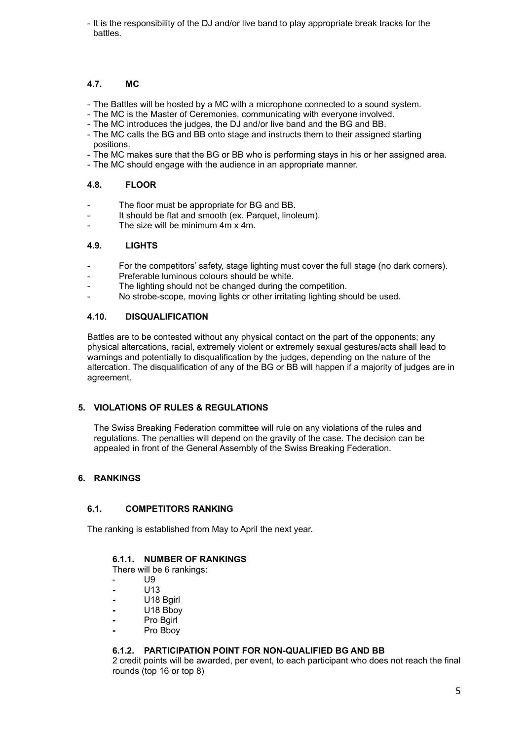- It is the responsibility of the DJ and/or live band to play appropriate break tracks for the battles.

### 4.7. MC

- The Battles will be hosted by a MC with a microphone connected to a sound system.
- The MC is the Master of Ceremonies, communicating with everyone involved.
- The MC introduces the judges, the DJ and/or live band and the BG and BB.
- The MC calls the BG and BB onto stage and instructs them to their assigned starting positions.
- The MC makes sure that the BG or BB who is performing stays in his or her assigned area.
- The MC should engage with the audience in an appropriate manner.

### 4.8. FLOOR

- The floor must be appropriate for BG and BB.
- It should be flat and smooth (ex. Parquet, linoleum).
- The size will be minimum 4m x 4m.

### 4.9. LIGHTS

- For the competitors' safety, stage lighting must cover the full stage (no dark corners).
- Preferable luminous colours should be white.
- The lighting should not be changed during the competition.
- No strobe-scope, moving lights or other irritating lighting should be used.

### 4.10. DISQUALIFICATION

Battles are to be contested without any physical contact on the part of the opponents; any physical altercations, racial, extremely violent or extremely sexual gestures/acts shall lead to warnings and potentially to disqualification by the judges, depending on the nature of the altercation. The disqualification of any of the BG or BB will happen if a majority of judges are in agreement.

## 5. VIOLATIONS OF RULES & REGULATIONS

The Swiss Breaking Federation committee will rule on any violations of the rules and regulations. The penalties will depend on the gravity of the case. The decision can be appealed in front of the General Assembly of the Swiss Breaking Federation.

## 6. RANKINGS

### 6.1. COMPETITORS RANKING

The ranking is established from May to April the next year.

#### 6.1.1. NUMBER OF RANKINGS

There will be 6 rankings:

- U9
- U13
- U18 Bgirl
- U18 Bboy
- Pro Bgirl
- Pro Bboy

#### 6.1.2. PARTICIPATION POINT FOR NON-QUALIFIED BG AND BB

2 credit points will be awarded, per event, to each participant who does not reach the final rounds (top 16 or top 8)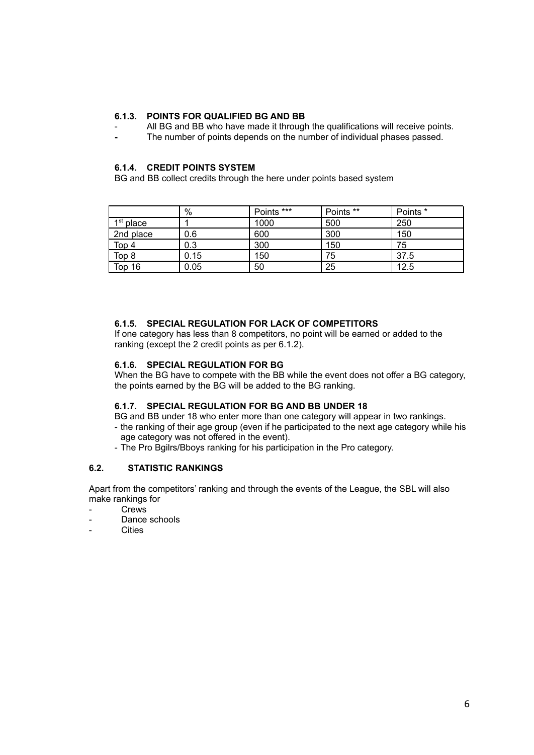### 6.1.3. POINTS FOR QUALIFIED BG AND BB

- All BG and BB who have made it through the qualifications will receive points.
- The number of points depends on the number of individual phases passed.

### 6.1.4. CREDIT POINTS SYSTEM

BG and BB collect credits through the here under points based system

| | % | Points *** | Points ** | Points * |
|---|---|---|---|---|
| 1st place | 1 | 1000 | 500 | 250 |
| 2nd place | 0.6 | 600 | 300 | 150 |
| Top 4 | 0.3 | 300 | 150 | 75 |
| Top 8 | 0.15 | 150 | 75 | 37.5 |
| Top 16 | 0.05 | 50 | 25 | 12.5 |

### 6.1.5. SPECIAL REGULATION FOR LACK OF COMPETITORS

If one category has less than 8 competitors, no point will be earned or added to the ranking (except the 2 credit points as per 6.1.2).

### 6.1.6. SPECIAL REGULATION FOR BG

When the BG have to compete with the BB while the event does not offer a BG category, the points earned by the BG will be added to the BG ranking.

### 6.1.7. SPECIAL REGULATION FOR BG AND BB UNDER 18

BG and BB under 18 who enter more than one category will appear in two rankings.

- the ranking of their age group (even if he participated to the next age category while his age category was not offered in the event).
- The Pro Bgilrs/Bboys ranking for his participation in the Pro category.

## 6.2. STATISTIC RANKINGS

Apart from the competitors' ranking and through the events of the League, the SBL will also make rankings for

- Crews
- Dance schools
- Cities